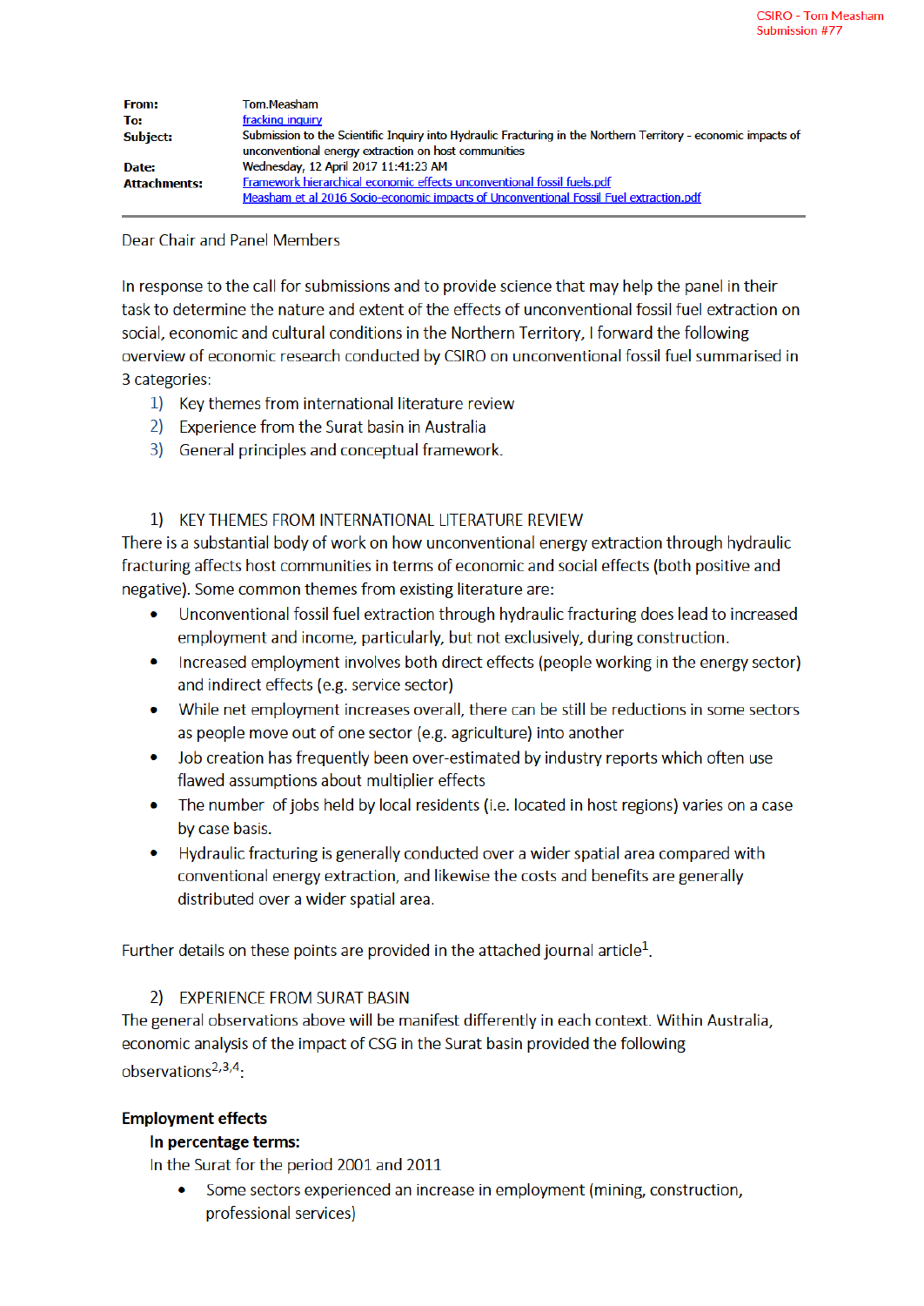CSIRO - Tom Measham
Submission #77

**From:** Tom.Measham
**To:** fracking inquiry
**Subject:** Submission to the Scientific Inquiry into Hydraulic Fracturing in the Northern Territory - economic impacts of unconventional energy extraction on host communities
**Date:** Wednesday, 12 April 2017 11:41:23 AM
**Attachments:** Framework hierarchical economic effects unconventional fossil fuels.pdf
Measham et al 2016 Socio-economic impacts of Unconventional Fossil Fuel extraction.pdf

---

Dear Chair and Panel Members

In response to the call for submissions and to provide science that may help the panel in their task to determine the nature and extent of the effects of unconventional fossil fuel extraction on social, economic and cultural conditions in the Northern Territory, I forward the following overview of economic research conducted by CSIRO on unconventional fossil fuel summarised in 3 categories:

1) Key themes from international literature review
2) Experience from the Surat basin in Australia
3) General principles and conceptual framework.

## 1) KEY THEMES FROM INTERNATIONAL LITERATURE REVIEW

There is a substantial body of work on how unconventional energy extraction through hydraulic fracturing affects host communities in terms of economic and social effects (both positive and negative). Some common themes from existing literature are:

- Unconventional fossil fuel extraction through hydraulic fracturing does lead to increased employment and income, particularly, but not exclusively, during construction.
- Increased employment involves both direct effects (people working in the energy sector) and indirect effects (e.g. service sector)
- While net employment increases overall, there can be still be reductions in some sectors as people move out of one sector (e.g. agriculture) into another
- Job creation has frequently been over-estimated by industry reports which often use flawed assumptions about multiplier effects
- The number of jobs held by local residents (i.e. located in host regions) varies on a case by case basis.
- Hydraulic fracturing is generally conducted over a wider spatial area compared with conventional energy extraction, and likewise the costs and benefits are generally distributed over a wider spatial area.

Further details on these points are provided in the attached journal article[1].

## 2) EXPERIENCE FROM SURAT BASIN

The general observations above will be manifest differently in each context. Within Australia, economic analysis of the impact of CSG in the Surat basin provided the following observations[2,3,4]:

### Employment effects

#### In percentage terms:

In the Surat for the period 2001 and 2011

- Some sectors experienced an increase in employment (mining, construction, professional services)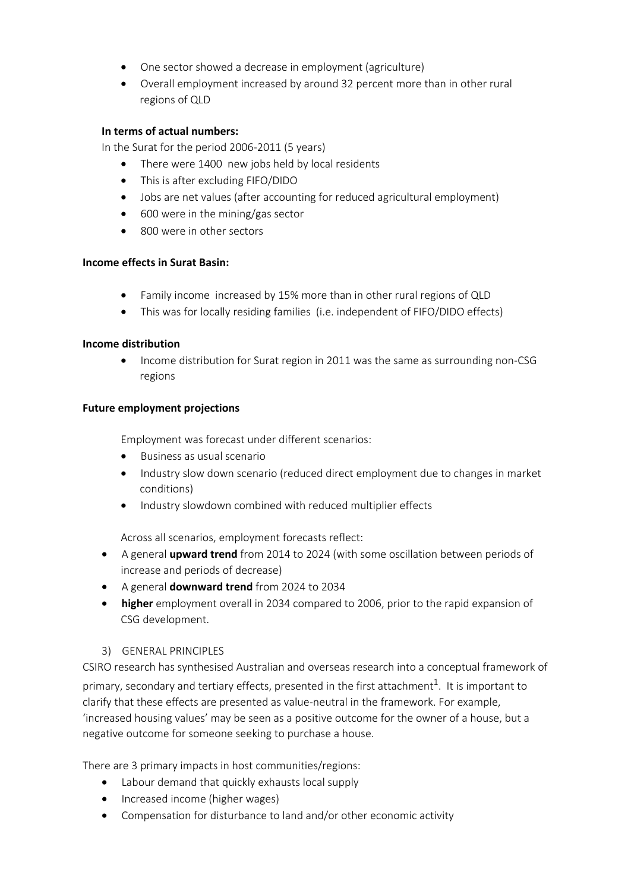- One sector showed a decrease in employment (agriculture)
- Overall employment increased by around 32 percent more than in other rural regions of QLD

**In terms of actual numbers:**

In the Surat for the period 2006-2011 (5 years)

- There were 1400 new jobs held by local residents
- This is after excluding FIFO/DIDO
- Jobs are net values (after accounting for reduced agricultural employment)
- 600 were in the mining/gas sector
- 800 were in other sectors

**Income effects in Surat Basin:**

- Family income increased by 15% more than in other rural regions of QLD
- This was for locally residing families (i.e. independent of FIFO/DIDO effects)

**Income distribution**

- Income distribution for Surat region in 2011 was the same as surrounding non-CSG regions

**Future employment projections**

Employment was forecast under different scenarios:

- Business as usual scenario
- Industry slow down scenario (reduced direct employment due to changes in market conditions)
- Industry slowdown combined with reduced multiplier effects

Across all scenarios, employment forecasts reflect:

- A general **upward trend** from 2014 to 2024 (with some oscillation between periods of increase and periods of decrease)
- A general **downward trend** from 2024 to 2034
- **higher** employment overall in 2034 compared to 2006, prior to the rapid expansion of CSG development.

3) GENERAL PRINCIPLES

CSIRO research has synthesised Australian and overseas research into a conceptual framework of primary, secondary and tertiary effects, presented in the first attachment[1]. It is important to clarify that these effects are presented as value-neutral in the framework. For example, 'increased housing values' may be seen as a positive outcome for the owner of a house, but a negative outcome for someone seeking to purchase a house.

There are 3 primary impacts in host communities/regions:

- Labour demand that quickly exhausts local supply
- Increased income (higher wages)
- Compensation for disturbance to land and/or other economic activity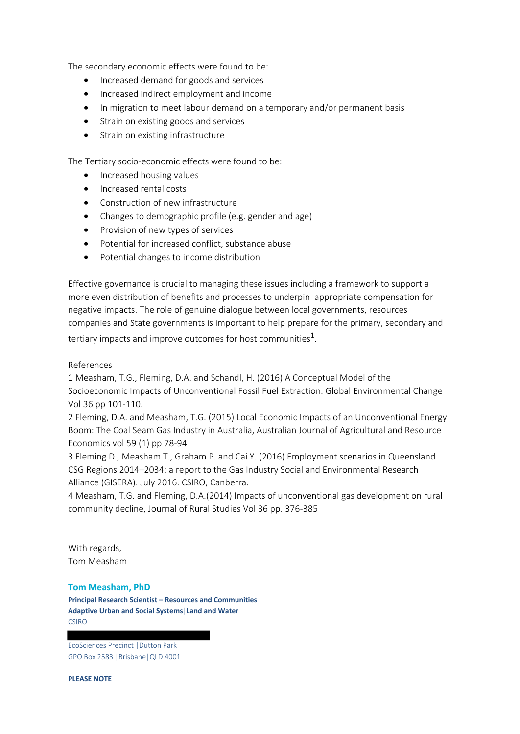The secondary economic effects were found to be:

- Increased demand for goods and services
- Increased indirect employment and income
- In migration to meet labour demand on a temporary and/or permanent basis
- Strain on existing goods and services
- Strain on existing infrastructure

The Tertiary socio-economic effects were found to be:

- Increased housing values
- Increased rental costs
- Construction of new infrastructure
- Changes to demographic profile (e.g. gender and age)
- Provision of new types of services
- Potential for increased conflict, substance abuse
- Potential changes to income distribution

Effective governance is crucial to managing these issues including a framework to support a more even distribution of benefits and processes to underpin appropriate compensation for negative impacts. The role of genuine dialogue between local governments, resources companies and State governments is important to help prepare for the primary, secondary and tertiary impacts and improve outcomes for host communities[1].

References

1 Measham, T.G., Fleming, D.A. and Schandl, H. (2016) A Conceptual Model of the Socioeconomic Impacts of Unconventional Fossil Fuel Extraction. Global Environmental Change Vol 36 pp 101-110.

2 Fleming, D.A. and Measham, T.G. (2015) Local Economic Impacts of an Unconventional Energy Boom: The Coal Seam Gas Industry in Australia, Australian Journal of Agricultural and Resource Economics vol 59 (1) pp 78-94

3 Fleming D., Measham T., Graham P. and Cai Y. (2016) Employment scenarios in Queensland CSG Regions 2014–2034: a report to the Gas Industry Social and Environmental Research Alliance (GISERA). July 2016. CSIRO, Canberra.

4 Measham, T.G. and Fleming, D.A.(2014) Impacts of unconventional gas development on rural community decline, Journal of Rural Studies Vol 36 pp. 376-385

With regards,
Tom Measham

**Tom Measham, PhD**
**Principal Research Scientist – Resources and Communities**
**Adaptive Urban and Social Systems | Land and Water**
CSIRO

EcoSciences Precinct | Dutton Park
GPO Box 2583 | Brisbane | QLD 4001

**PLEASE NOTE**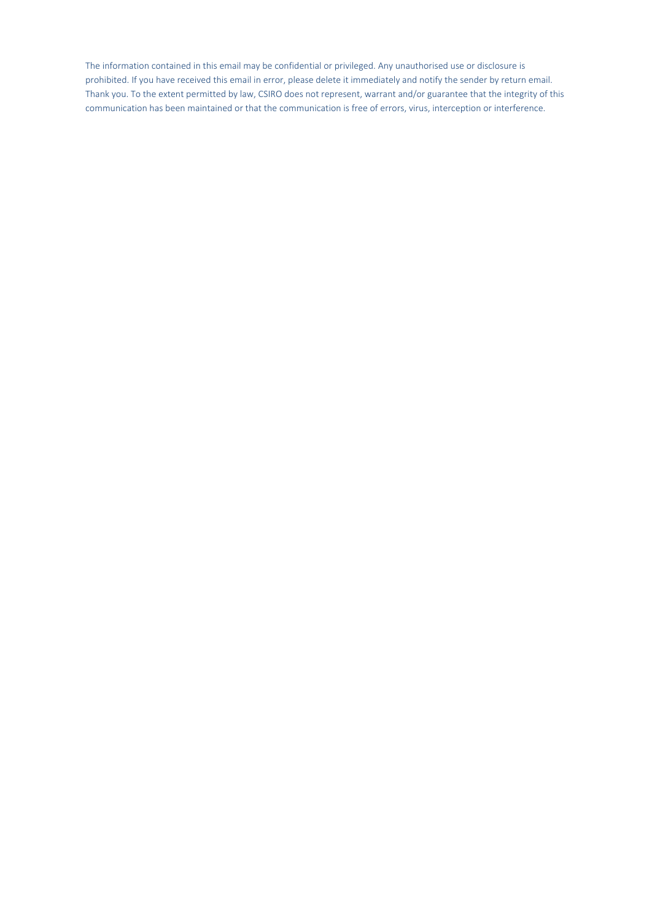The information contained in this email may be confidential or privileged. Any unauthorised use or disclosure is prohibited. If you have received this email in error, please delete it immediately and notify the sender by return email. Thank you. To the extent permitted by law, CSIRO does not represent, warrant and/or guarantee that the integrity of this communication has been maintained or that the communication is free of errors, virus, interception or interference.